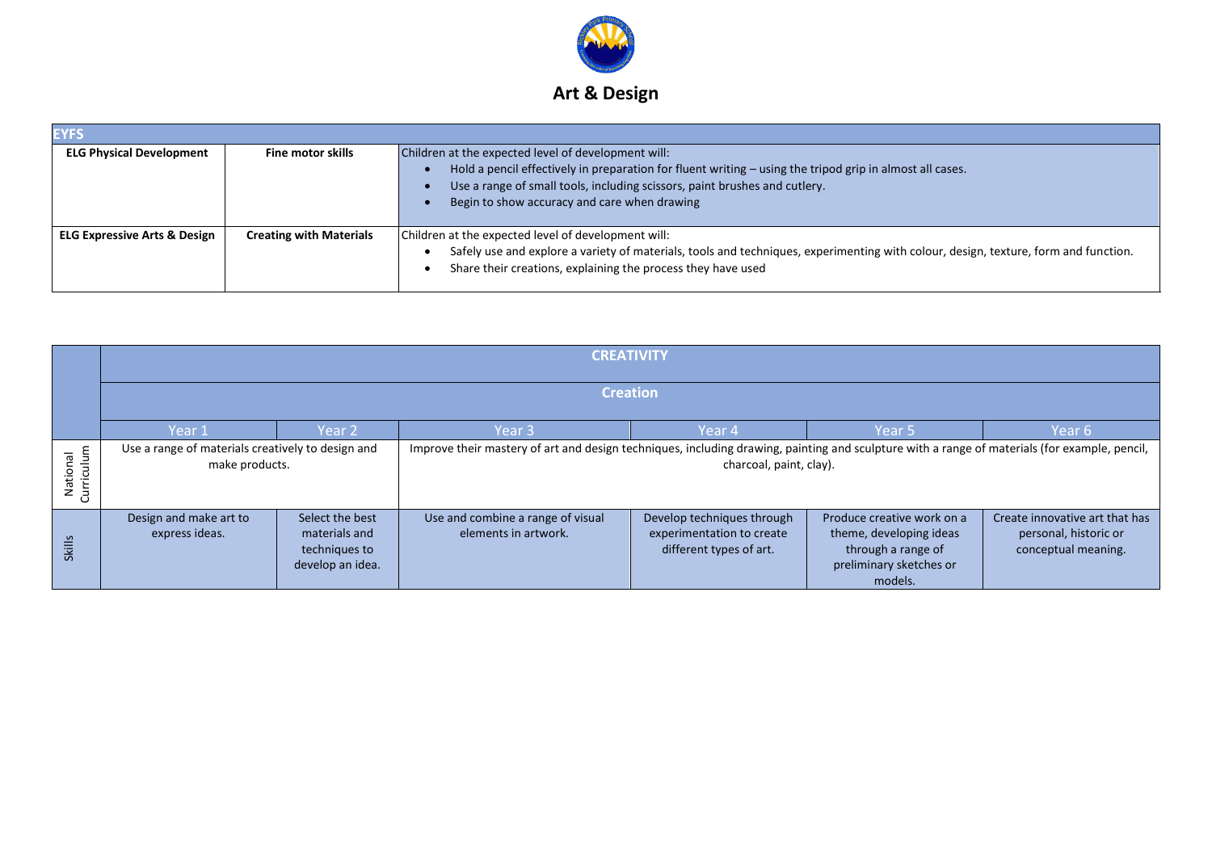# Art & Design

| EYFS | | |
|---|---|---|
| **ELG Physical Development** | **Fine motor skills** | Children at the expected level of development will:<br>• Hold a pencil effectively in preparation for fluent writing – using the tripod grip in almost all cases.<br>• Use a range of small tools, including scissors, paint brushes and cutlery.<br>• Begin to show accuracy and care when drawing |
| **ELG Expressive Arts & Design** | **Creating with Materials** | Children at the expected level of development will:<br>• Safely use and explore a variety of materials, tools and techniques, experimenting with colour, design, texture, form and function.<br>• Share their creations, explaining the process they have used |

| | **CREATIVITY** | | | | | |
|---|---|---|---|---|---|---|
| | **Creation** | | | | | |
| | Year 1 | Year 2 | Year 3 | Year 4 | Year 5 | Year 6 |
| National Curriculum | Use a range of materials creatively to design and make products. | | Improve their mastery of art and design techniques, including drawing, painting and sculpture with a range of materials (for example, pencil, charcoal, paint, clay). | | | |
| Skills | Design and make art to express ideas. | Select the best materials and techniques to develop an idea. | Use and combine a range of visual elements in artwork. | Develop techniques through experimentation to create different types of art. | Produce creative work on a theme, developing ideas through a range of preliminary sketches or models. | Create innovative art that has personal, historic or conceptual meaning. |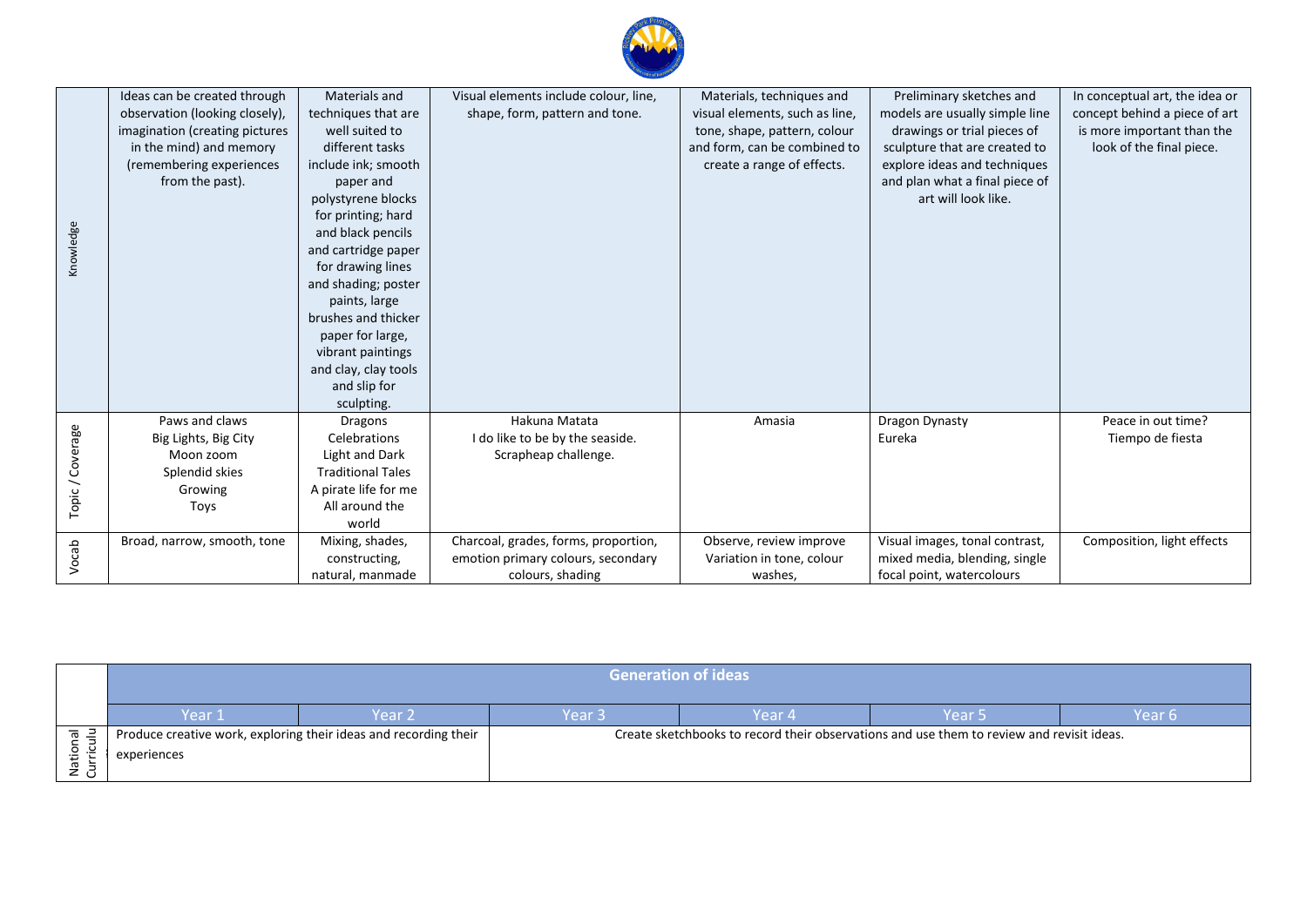| | | | | | | |
|---|---|---|---|---|---|---|
| Knowledge | Ideas can be created through observation (looking closely), imagination (creating pictures in the mind) and memory (remembering experiences from the past). | Materials and techniques that are well suited to different tasks include ink; smooth paper and polystyrene blocks for printing; hard and black pencils and cartridge paper for drawing lines and shading; poster paints, large brushes and thicker paper for large, vibrant paintings and clay, clay tools and slip for sculpting. | Visual elements include colour, line, shape, form, pattern and tone. | Materials, techniques and visual elements, such as line, tone, shape, pattern, colour and form, can be combined to create a range of effects. | Preliminary sketches and models are usually simple line drawings or trial pieces of sculpture that are created to explore ideas and techniques and plan what a final piece of art will look like. | In conceptual art, the idea or concept behind a piece of art is more important than the look of the final piece. |
| Topic / Coverage | Paws and claws<br>Big Lights, Big City<br>Moon zoom<br>Splendid skies<br>Growing<br>Toys | Dragons<br>Celebrations<br>Light and Dark<br>Traditional Tales<br>A pirate life for me<br>All around the world | Hakuna Matata<br>I do like to be by the seaside.<br>Scrapheap challenge. | Amasia | Dragon Dynasty<br>Eureka | Peace in out time?<br>Tiempo de fiesta |
| Vocab | Broad, narrow, smooth, tone | Mixing, shades, constructing, natural, manmade | Charcoal, grades, forms, proportion, emotion primary colours, secondary colours, shading | Observe, review improve Variation in tone, colour washes, | Visual images, tonal contrast, mixed media, blending, single focal point, watercolours | Composition, light effects |

| | Generation of ideas | | | | | |
|---|---|---|---|---|---|---|
| | Year 1 | Year 2 | Year 3 | Year 4 | Year 5 | Year 6 |
| National Curriculum | Produce creative work, exploring their ideas and recording their experiences | | Create sketchbooks to record their observations and use them to review and revisit ideas. | | | |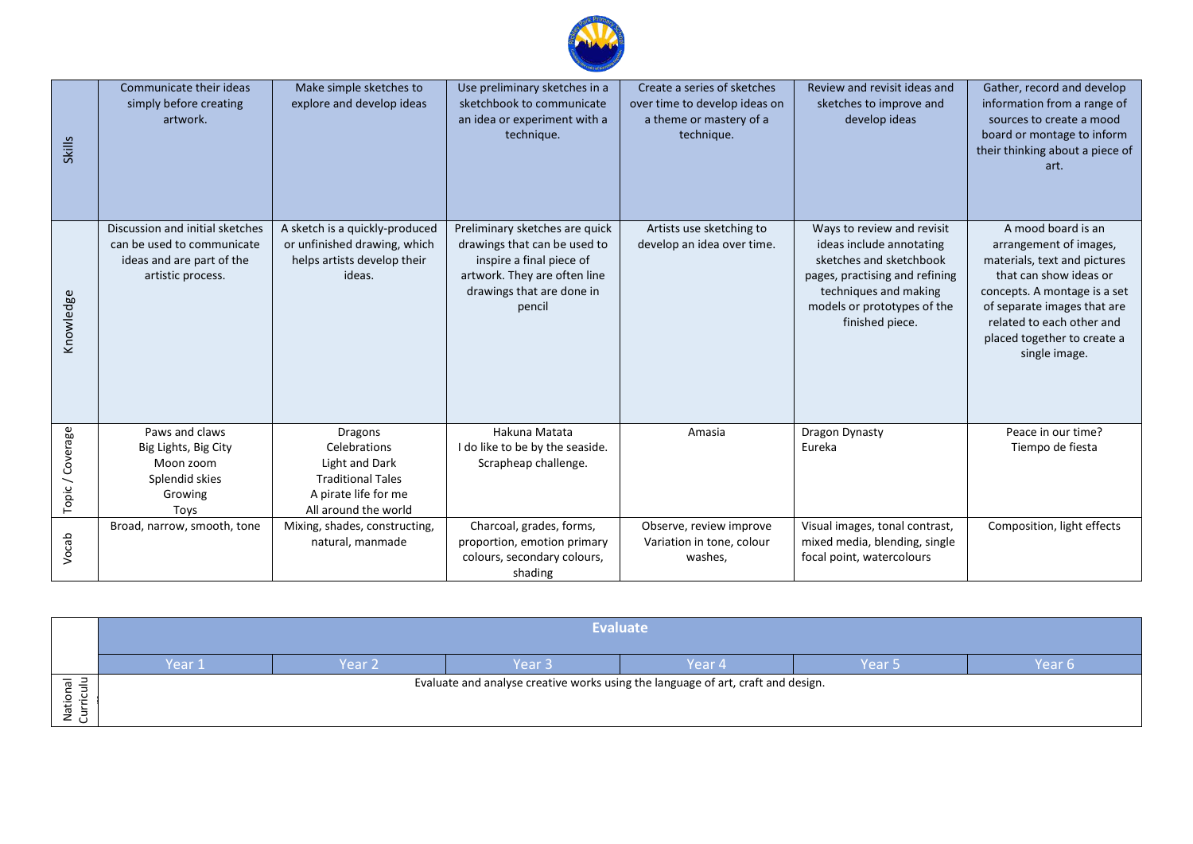| | | | | | | |
|---|---|---|---|---|---|---|
| Skills | Communicate their ideas simply before creating artwork. | Make simple sketches to explore and develop ideas | Use preliminary sketches in a sketchbook to communicate an idea or experiment with a technique. | Create a series of sketches over time to develop ideas on a theme or mastery of a technique. | Review and revisit ideas and sketches to improve and develop ideas | Gather, record and develop information from a range of sources to create a mood board or montage to inform their thinking about a piece of art. |
| Knowledge | Discussion and initial sketches can be used to communicate ideas and are part of the artistic process. | A sketch is a quickly-produced or unfinished drawing, which helps artists develop their ideas. | Preliminary sketches are quick drawings that can be used to inspire a final piece of artwork. They are often line drawings that are done in pencil | Artists use sketching to develop an idea over time. | Ways to review and revisit ideas include annotating sketches and sketchbook pages, practising and refining techniques and making models or prototypes of the finished piece. | A mood board is an arrangement of images, materials, text and pictures that can show ideas or concepts. A montage is a set of separate images that are related to each other and placed together to create a single image. |
| Topic / Coverage | Paws and claws<br>Big Lights, Big City<br>Moon zoom<br>Splendid skies<br>Growing<br>Toys | Dragons<br>Celebrations<br>Light and Dark<br>Traditional Tales<br>A pirate life for me<br>All around the world | Hakuna Matata<br>I do like to be by the seaside.<br>Scrapheap challenge. | Amasia | Dragon Dynasty<br>Eureka | Peace in our time?<br>Tiempo de fiesta |
| Vocab | Broad, narrow, smooth, tone | Mixing, shades, constructing, natural, manmade | Charcoal, grades, forms, proportion, emotion primary colours, secondary colours, shading | Observe, review improve Variation in tone, colour washes, | Visual images, tonal contrast, mixed media, blending, single focal point, watercolours | Composition, light effects |

| | Evaluate | | | | | |
|---|---|---|---|---|---|---|
| | Year 1 | Year 2 | Year 3 | Year 4 | Year 5 | Year 6 |
| National Curriculum | Evaluate and analyse creative works using the language of art, craft and design. | | | | | |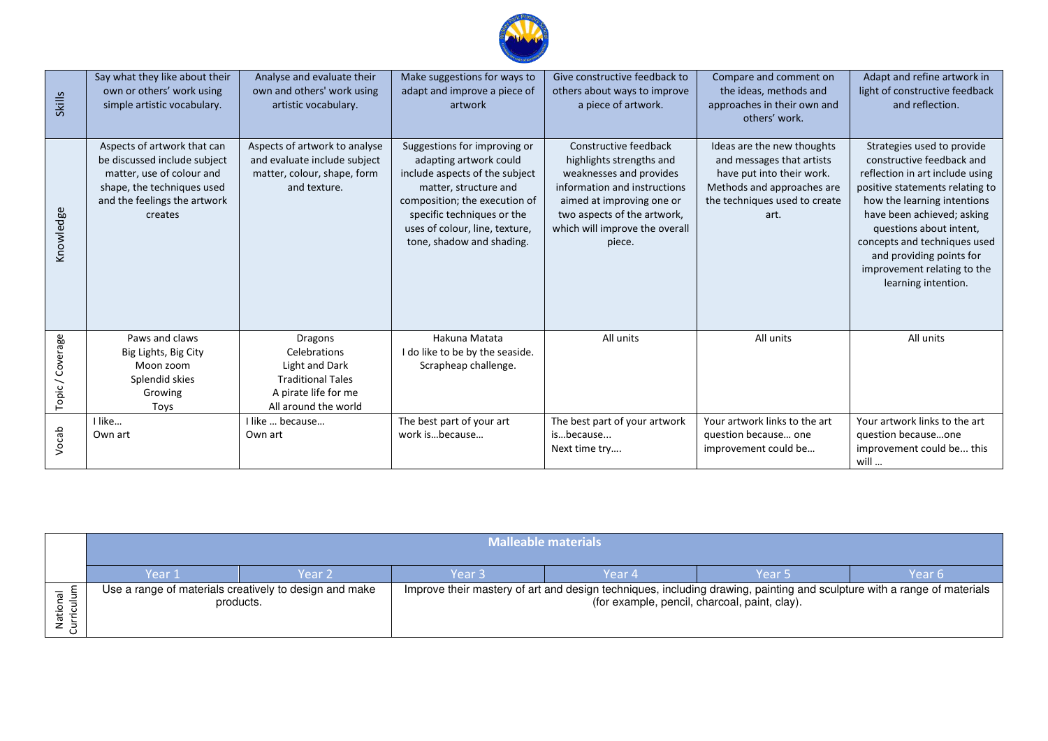| | | | | | | |
|---|---|---|---|---|---|---|
| Skills | Say what they like about their own or others' work using simple artistic vocabulary. | Analyse and evaluate their own and others' work using artistic vocabulary. | Make suggestions for ways to adapt and improve a piece of artwork | Give constructive feedback to others about ways to improve a piece of artwork. | Compare and comment on the ideas, methods and approaches in their own and others' work. | Adapt and refine artwork in light of constructive feedback and reflection. |
| Knowledge | Aspects of artwork that can be discussed include subject matter, use of colour and shape, the techniques used and the feelings the artwork creates | Aspects of artwork to analyse and evaluate include subject matter, colour, shape, form and texture. | Suggestions for improving or adapting artwork could include aspects of the subject matter, structure and composition; the execution of specific techniques or the uses of colour, line, texture, tone, shadow and shading. | Constructive feedback highlights strengths and weaknesses and provides information and instructions aimed at improving one or two aspects of the artwork, which will improve the overall piece. | Ideas are the new thoughts and messages that artists have put into their work. Methods and approaches are the techniques used to create art. | Strategies used to provide constructive feedback and reflection in art include using positive statements relating to how the learning intentions have been achieved; asking questions about intent, concepts and techniques used and providing points for improvement relating to the learning intention. |
| Topic / Coverage | Paws and claws<br>Big Lights, Big City<br>Moon zoom<br>Splendid skies<br>Growing<br>Toys | Dragons<br>Celebrations<br>Light and Dark<br>Traditional Tales<br>A pirate life for me<br>All around the world | Hakuna Matata<br>I do like to be by the seaside.<br>Scrapheap challenge. | All units | All units | All units |
| Vocab | I like…<br>Own art | I like … because…<br>Own art | The best part of your art work is…because… | The best part of your artwork is…because...<br>Next time try…. | Your artwork links to the art question because… one improvement could be… | Your artwork links to the art question because…one improvement could be... this will … |

| | Malleable materials | | | | | |
|---|---|---|---|---|---|---|
| | Year 1 | Year 2 | Year 3 | Year 4 | Year 5 | Year 6 |
| National Curriculum | Use a range of materials creatively to design and make products. | | Improve their mastery of art and design techniques, including drawing, painting and sculpture with a range of materials (for example, pencil, charcoal, paint, clay). | | | |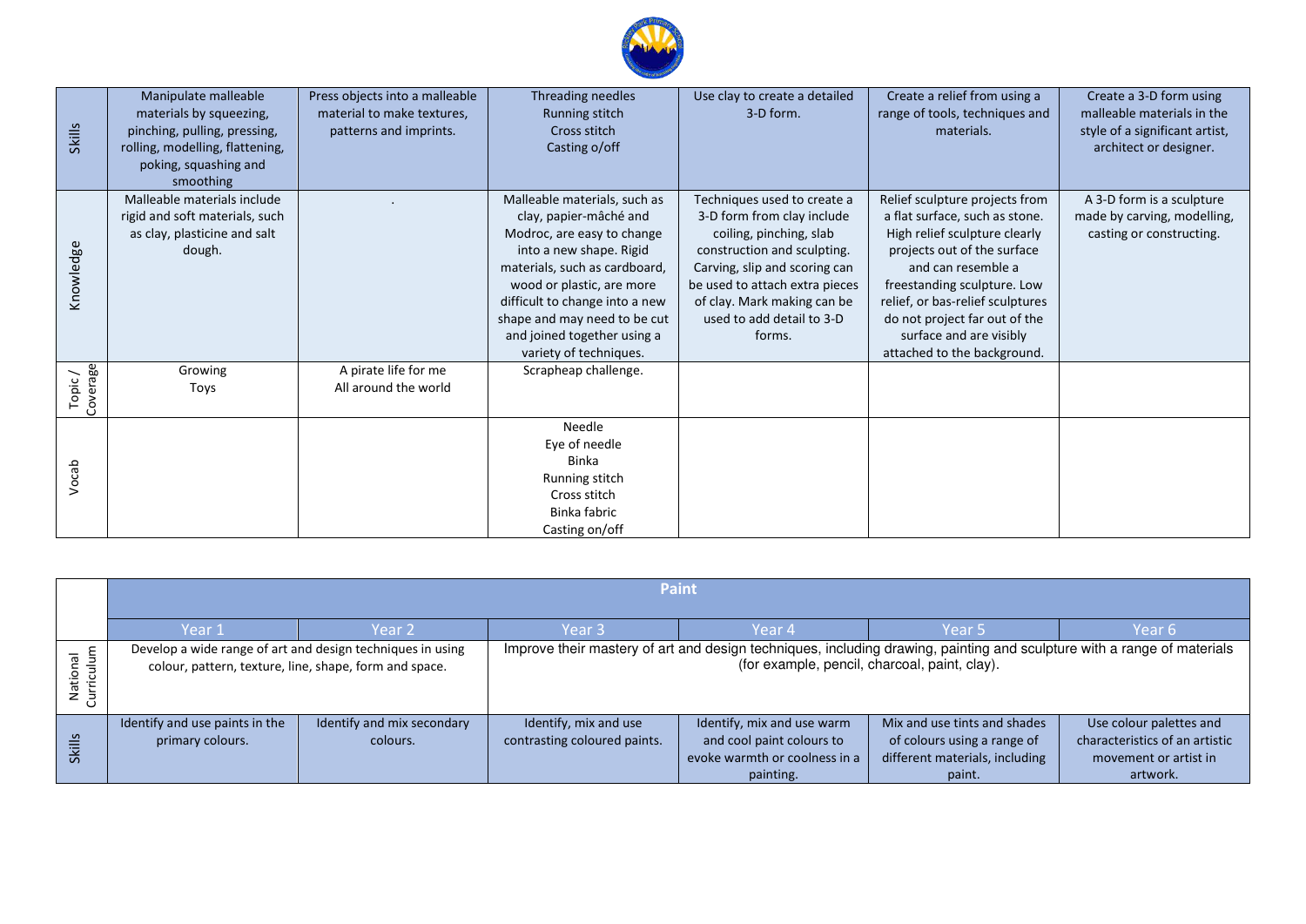| | | | | | | |
|---|---|---|---|---|---|---|
| Skills | Manipulate malleable materials by squeezing, pinching, pulling, pressing, rolling, modelling, flattening, poking, squashing and smoothing | Press objects into a malleable material to make textures, patterns and imprints. | Threading needles<br>Running stitch<br>Cross stitch<br>Casting o/off | Use clay to create a detailed 3-D form. | Create a relief from using a range of tools, techniques and materials. | Create a 3-D form using malleable materials in the style of a significant artist, architect or designer. |
| Knowledge | Malleable materials include rigid and soft materials, such as clay, plasticine and salt dough. | . | Malleable materials, such as clay, papier-mâché and Modroc, are easy to change into a new shape. Rigid materials, such as cardboard, wood or plastic, are more difficult to change into a new shape and may need to be cut and joined together using a variety of techniques. | Techniques used to create a 3-D form from clay include coiling, pinching, slab construction and sculpting. Carving, slip and scoring can be used to attach extra pieces of clay. Mark making can be used to add detail to 3-D forms. | Relief sculpture projects from a flat surface, such as stone. High relief sculpture clearly projects out of the surface and can resemble a freestanding sculpture. Low relief, or bas-relief sculptures do not project far out of the surface and are visibly attached to the background. | A 3-D form is a sculpture made by carving, modelling, casting or constructing. |
| Topic / Coverage | Growing<br>Toys | A pirate life for me<br>All around the world | Scrapheap challenge. | | | |
| Vocab | | | Needle<br>Eye of needle<br>Binka<br>Running stitch<br>Cross stitch<br>Binka fabric<br>Casting on/off | | | |

| | **Paint** | | | | | |
|---|---|---|---|---|---|---|
| | Year 1 | Year 2 | Year 3 | Year 4 | Year 5 | Year 6 |
| National Curriculum | Develop a wide range of art and design techniques in using colour, pattern, texture, line, shape, form and space. | | Improve their mastery of art and design techniques, including drawing, painting and sculpture with a range of materials (for example, pencil, charcoal, paint, clay). | | | |
| Skills | Identify and use paints in the primary colours. | Identify and mix secondary colours. | Identify, mix and use contrasting coloured paints. | Identify, mix and use warm and cool paint colours to evoke warmth or coolness in a painting. | Mix and use tints and shades of colours using a range of different materials, including paint. | Use colour palettes and characteristics of an artistic movement or artist in artwork. |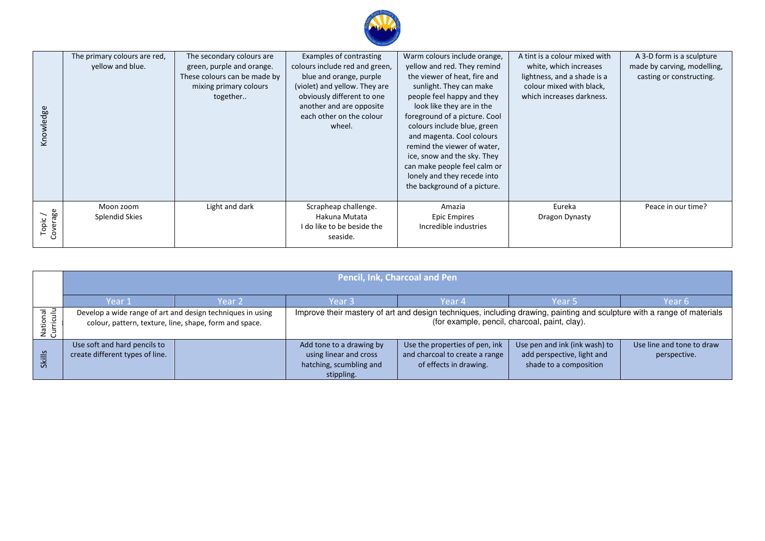| | | | | | | |
|---|---|---|---|---|---|---|
| Knowledge | The primary colours are red, yellow and blue. | The secondary colours are green, purple and orange. These colours can be made by mixing primary colours together.. | Examples of contrasting colours include red and green, blue and orange, purple (violet) and yellow. They are obviously different to one another and are opposite each other on the colour wheel. | Warm colours include orange, yellow and red. They remind the viewer of heat, fire and sunlight. They can make people feel happy and they look like they are in the foreground of a picture. Cool colours include blue, green and magenta. Cool colours remind the viewer of water, ice, snow and the sky. They can make people feel calm or lonely and they recede into the background of a picture. | A tint is a colour mixed with white, which increases lightness, and a shade is a colour mixed with black, which increases darkness. | A 3-D form is a sculpture made by carving, modelling, casting or constructing. |
| Topic / Coverage | Moon zoom<br>Splendid Skies | Light and dark | Scrapheap challenge.<br>Hakuna Mutata<br>I do like to be beside the seaside. | Amazia<br>Epic Empires<br>Incredible industries | Eureka<br>Dragon Dynasty | Peace in our time? |

| | Pencil, Ink, Charcoal and Pen | | | | | |
|---|---|---|---|---|---|---|
| | Year 1 | Year 2 | Year 3 | Year 4 | Year 5 | Year 6 |
| National Curriculum | Develop a wide range of art and design techniques in using colour, pattern, texture, line, shape, form and space. | | Improve their mastery of art and design techniques, including drawing, painting and sculpture with a range of materials (for example, pencil, charcoal, paint, clay). | | | |
| Skills | Use soft and hard pencils to create different types of line. | | Add tone to a drawing by using linear and cross hatching, scumbling and stippling. | Use the properties of pen, ink and charcoal to create a range of effects in drawing. | Use pen and ink (ink wash) to add perspective, light and shade to a composition | Use line and tone to draw perspective. |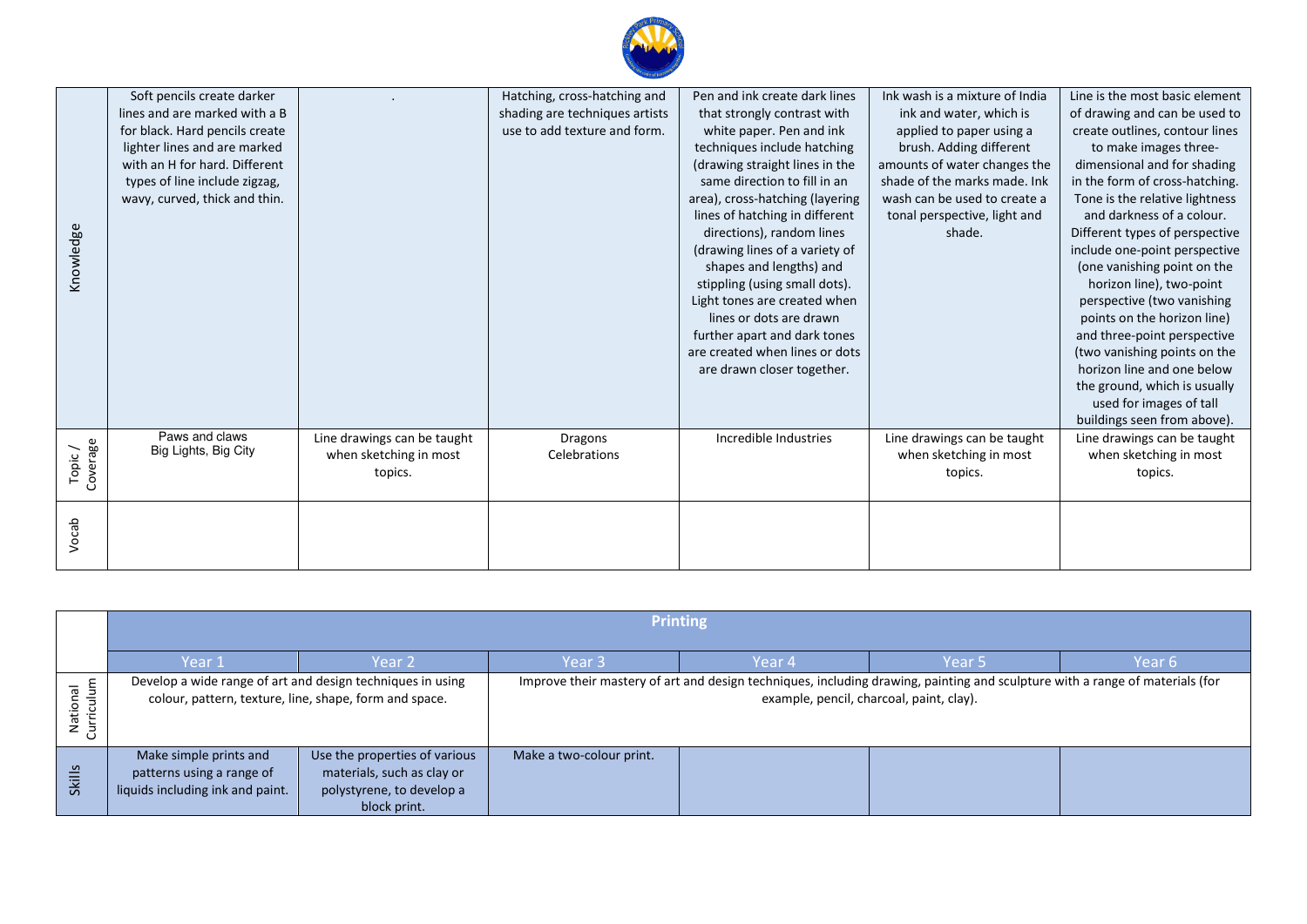| | | | | | | |
|---|---|---|---|---|---|---|
| Knowledge | Soft pencils create darker lines and are marked with a B for black. Hard pencils create lighter lines and are marked with an H for hard. Different types of line include zigzag, wavy, curved, thick and thin. | . | Hatching, cross-hatching and shading are techniques artists use to add texture and form. | Pen and ink create dark lines that strongly contrast with white paper. Pen and ink techniques include hatching (drawing straight lines in the same direction to fill in an area), cross-hatching (layering lines of hatching in different directions), random lines (drawing lines of a variety of shapes and lengths) and stippling (using small dots). Light tones are created when lines or dots are drawn further apart and dark tones are created when lines or dots are drawn closer together. | Ink wash is a mixture of India ink and water, which is applied to paper using a brush. Adding different amounts of water changes the shade of the marks made. Ink wash can be used to create a tonal perspective, light and shade. | Line is the most basic element of drawing and can be used to create outlines, contour lines to make images three-dimensional and for shading in the form of cross-hatching. Tone is the relative lightness and darkness of a colour. Different types of perspective include one-point perspective (one vanishing point on the horizon line), two-point perspective (two vanishing points on the horizon line) and three-point perspective (two vanishing points on the horizon line and one below the ground, which is usually used for images of tall buildings seen from above). |
| Topic / Coverage | Paws and claws<br>Big Lights, Big City | Line drawings can be taught when sketching in most topics. | Dragons<br>Celebrations | Incredible Industries | Line drawings can be taught when sketching in most topics. | Line drawings can be taught when sketching in most topics. |
| Vocab | | | | | | |

| | Printing | | | | | |
|---|---|---|---|---|---|---|
| | Year 1 | Year 2 | Year 3 | Year 4 | Year 5 | Year 6 |
| National Curriculum | Develop a wide range of art and design techniques in using colour, pattern, texture, line, shape, form and space. | | Improve their mastery of art and design techniques, including drawing, painting and sculpture with a range of materials (for example, pencil, charcoal, paint, clay). | | | |
| Skills | Make simple prints and patterns using a range of liquids including ink and paint. | Use the properties of various materials, such as clay or polystyrene, to develop a block print. | Make a two-colour print. | | | |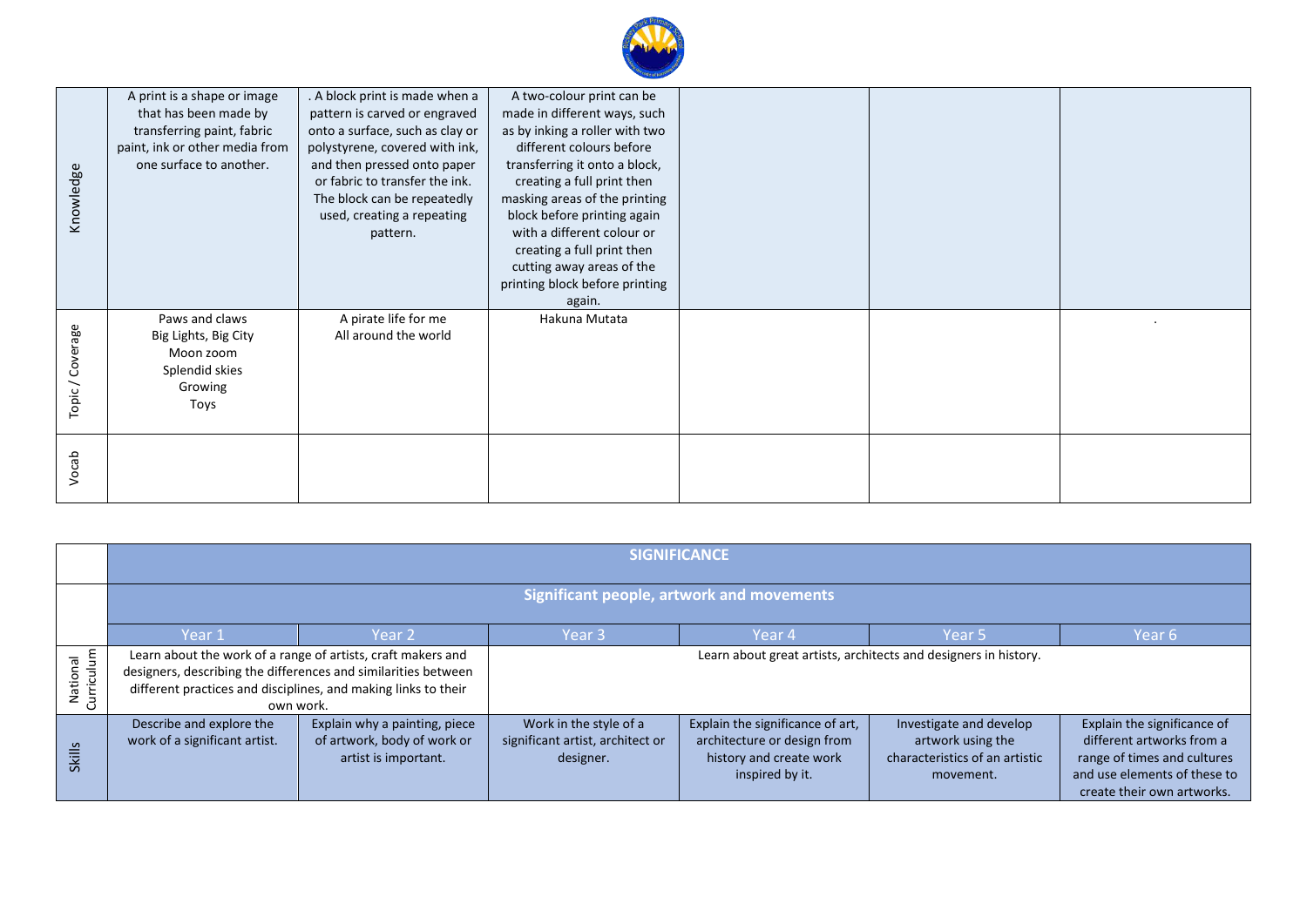| | | | | | | |
|---|---|---|---|---|---|---|
| Knowledge | A print is a shape or image that has been made by transferring paint, fabric paint, ink or other media from one surface to another. | . A block print is made when a pattern is carved or engraved onto a surface, such as clay or polystyrene, covered with ink, and then pressed onto paper or fabric to transfer the ink. The block can be repeatedly used, creating a repeating pattern. | A two-colour print can be made in different ways, such as by inking a roller with two different colours before transferring it onto a block, creating a full print then masking areas of the printing block before printing again with a different colour or creating a full print then cutting away areas of the printing block before printing again. | | | |
| Topic / Coverage | Paws and claws<br>Big Lights, Big City<br>Moon zoom<br>Splendid skies<br>Growing<br>Toys | A pirate life for me<br>All around the world | Hakuna Mutata | | | . |
| Vocab | | | | | | |

| | SIGNIFICANCE | | | | | |
|---|---|---|---|---|---|---|
| | **Significant people, artwork and movements** | | | | | |
| | Year 1 | Year 2 | Year 3 | Year 4 | Year 5 | Year 6 |
| National Curriculum | Learn about the work of a range of artists, craft makers and designers, describing the differences and similarities between different practices and disciplines, and making links to their own work. | | Learn about great artists, architects and designers in history. | | | |
| Skills | Describe and explore the work of a significant artist. | Explain why a painting, piece of artwork, body of work or artist is important. | Work in the style of a significant artist, architect or designer. | Explain the significance of art, architecture or design from history and create work inspired by it. | Investigate and develop artwork using the characteristics of an artistic movement. | Explain the significance of different artworks from a range of times and cultures and use elements of these to create their own artworks. |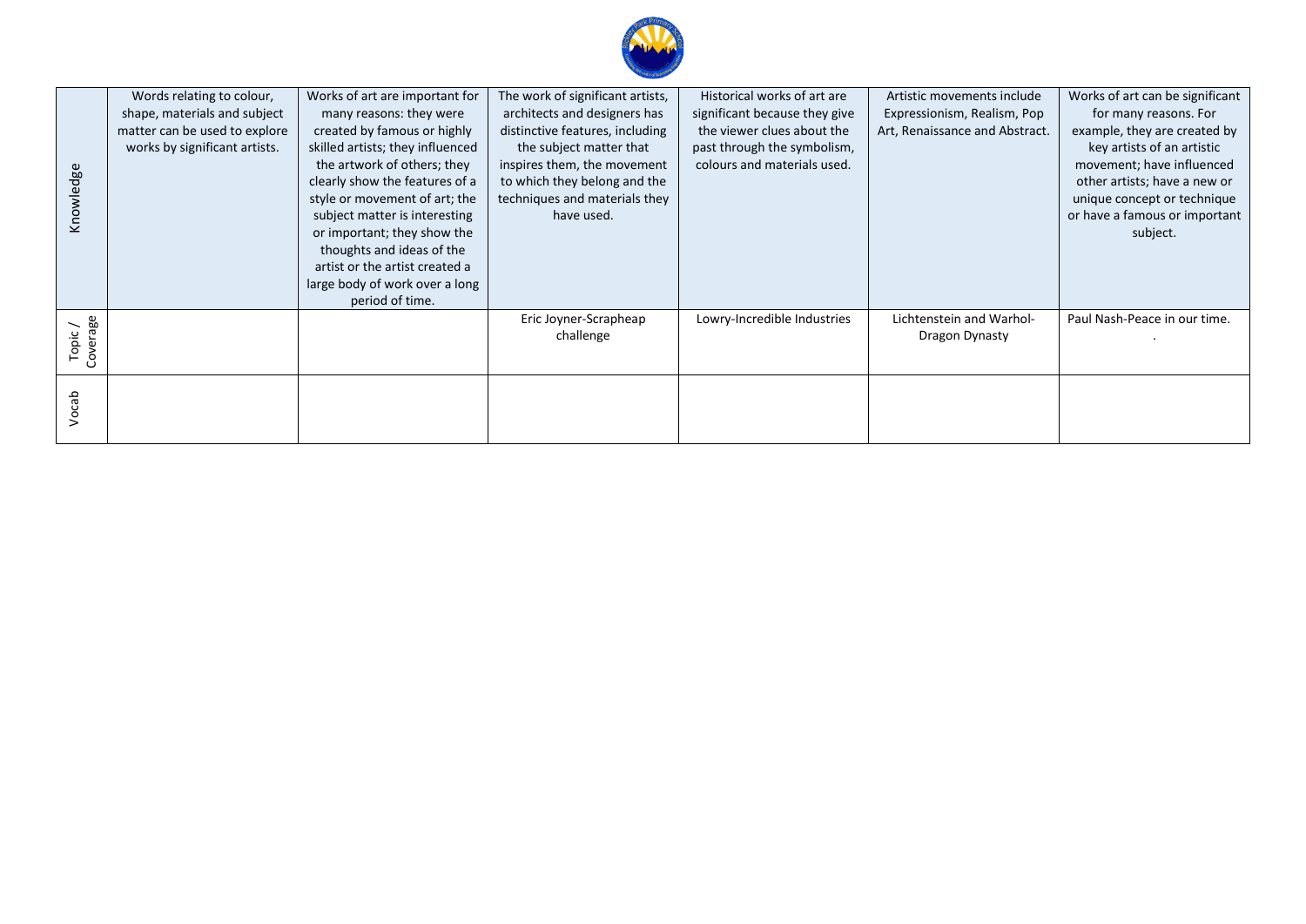| | | | | | | |
|---|---|---|---|---|---|---|
| Knowledge | Words relating to colour, shape, materials and subject matter can be used to explore works by significant artists. | Works of art are important for many reasons: they were created by famous or highly skilled artists; they influenced the artwork of others; they clearly show the features of a style or movement of art; the subject matter is interesting or important; they show the thoughts and ideas of the artist or the artist created a large body of work over a long period of time. | The work of significant artists, architects and designers has distinctive features, including the subject matter that inspires them, the movement to which they belong and the techniques and materials they have used. | Historical works of art are significant because they give the viewer clues about the past through the symbolism, colours and materials used. | Artistic movements include Expressionism, Realism, Pop Art, Renaissance and Abstract. | Works of art can be significant for many reasons. For example, they are created by key artists of an artistic movement; have influenced other artists; have a new or unique concept or technique or have a famous or important subject. |
| Topic / Coverage | | | Eric Joyner-Scrapheap challenge | Lowry-Incredible Industries | Lichtenstein and Warhol-Dragon Dynasty | Paul Nash-Peace in our time. . |
| Vocab | | | | | | |